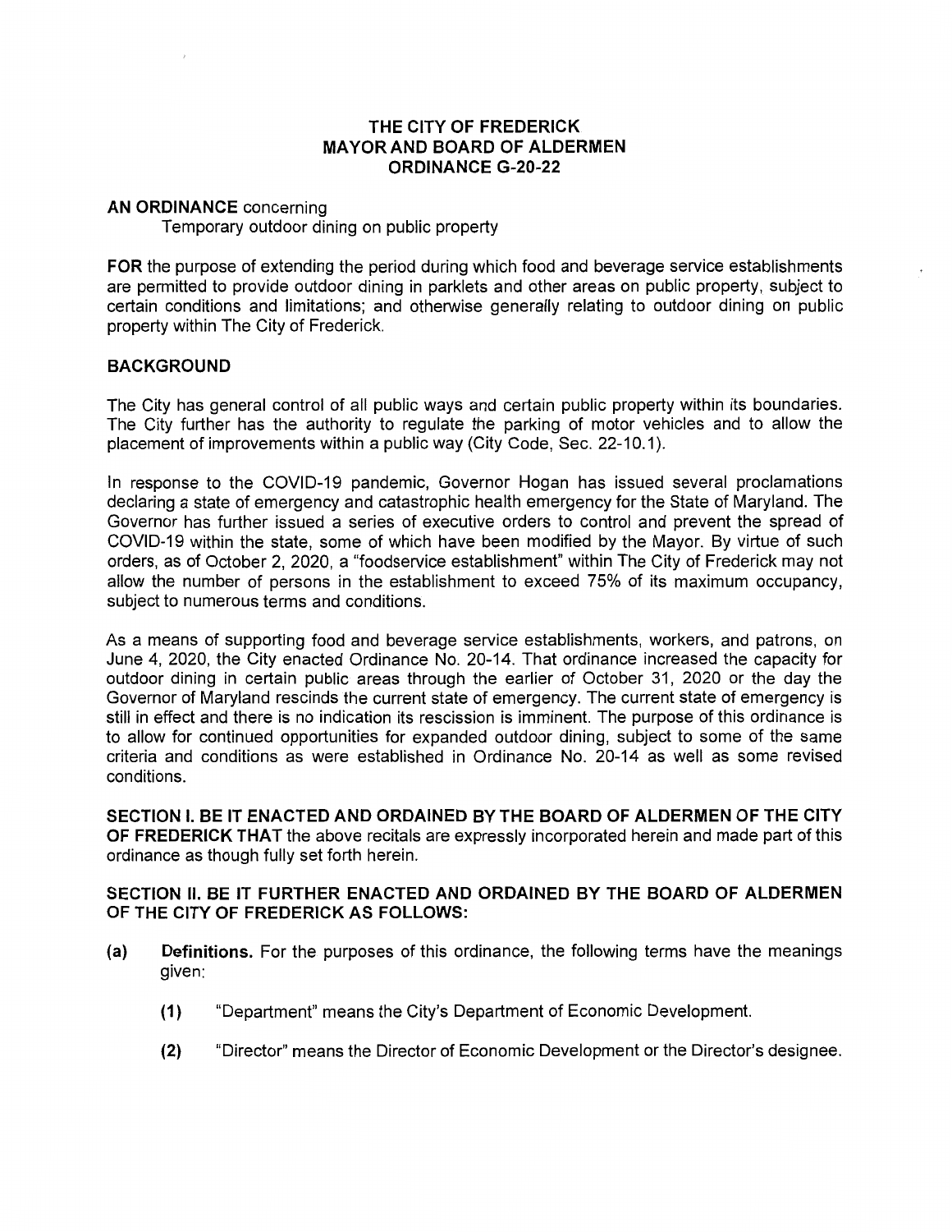# THE CITY OF FREDERICK
# MAYOR AND BOARD OF ALDERMEN
# ORDINANCE G-20-22

**AN ORDINANCE** concerning

Temporary outdoor dining on public property

**FOR** the purpose of extending the period during which food and beverage service establishments are permitted to provide outdoor dining in parklets and other areas on public property, subject to certain conditions and limitations; and otherwise generally relating to outdoor dining on public property within The City of Frederick.

## BACKGROUND

The City has general control of all public ways and certain public property within its boundaries. The City further has the authority to regulate the parking of motor vehicles and to allow the placement of improvements within a public way (City Code, Sec. 22-10.1).

In response to the COVID-19 pandemic, Governor Hogan has issued several proclamations declaring a state of emergency and catastrophic health emergency for the State of Maryland. The Governor has further issued a series of executive orders to control and prevent the spread of COVID-19 within the state, some of which have been modified by the Mayor. By virtue of such orders, as of October 2, 2020, a "foodservice establishment" within The City of Frederick may not allow the number of persons in the establishment to exceed 75% of its maximum occupancy, subject to numerous terms and conditions.

As a means of supporting food and beverage service establishments, workers, and patrons, on June 4, 2020, the City enacted Ordinance No. 20-14. That ordinance increased the capacity for outdoor dining in certain public areas through the earlier of October 31, 2020 or the day the Governor of Maryland rescinds the current state of emergency. The current state of emergency is still in effect and there is no indication its rescission is imminent. The purpose of this ordinance is to allow for continued opportunities for expanded outdoor dining, subject to some of the same criteria and conditions as were established in Ordinance No. 20-14 as well as some revised conditions.

**SECTION I. BE IT ENACTED AND ORDAINED BY THE BOARD OF ALDERMEN OF THE CITY OF FREDERICK THAT** the above recitals are expressly incorporated herein and made part of this ordinance as though fully set forth herein.

**SECTION II. BE IT FURTHER ENACTED AND ORDAINED BY THE BOARD OF ALDERMEN OF THE CITY OF FREDERICK AS FOLLOWS:**

**(a) Definitions.** For the purposes of this ordinance, the following terms have the meanings given:

**(1)** "Department" means the City's Department of Economic Development.

**(2)** "Director" means the Director of Economic Development or the Director's designee.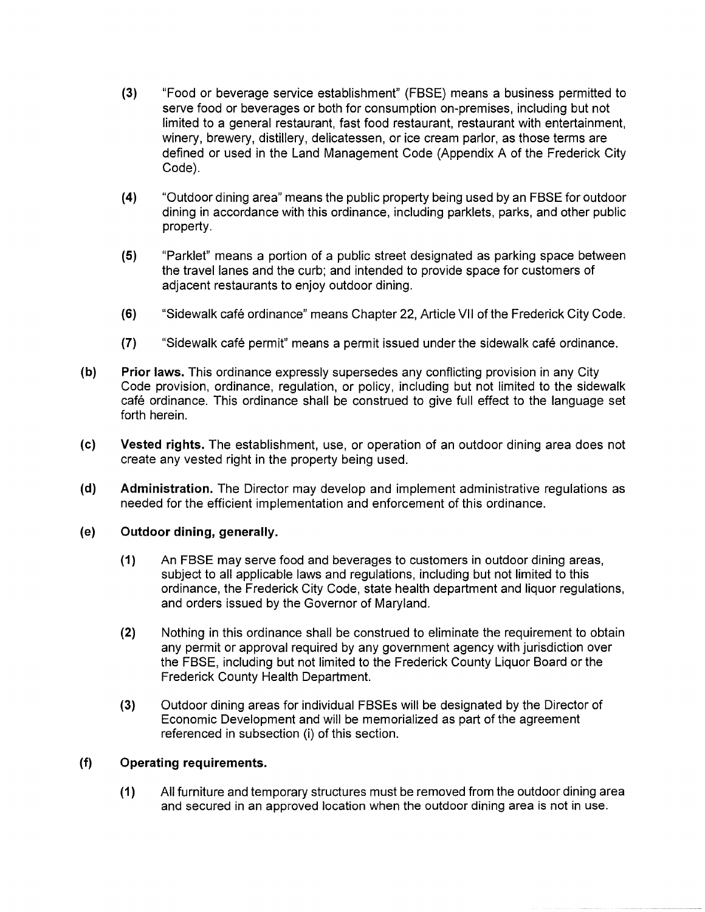(3) "Food or beverage service establishment" (FBSE) means a business permitted to serve food or beverages or both for consumption on-premises, including but not limited to a general restaurant, fast food restaurant, restaurant with entertainment, winery, brewery, distillery, delicatessen, or ice cream parlor, as those terms are defined or used in the Land Management Code (Appendix A of the Frederick City Code).

(4) "Outdoor dining area" means the public property being used by an FBSE for outdoor dining in accordance with this ordinance, including parklets, parks, and other public property.

(5) "Parklet" means a portion of a public street designated as parking space between the travel lanes and the curb; and intended to provide space for customers of adjacent restaurants to enjoy outdoor dining.

(6) "Sidewalk café ordinance" means Chapter 22, Article VII of the Frederick City Code.

(7) "Sidewalk café permit" means a permit issued under the sidewalk café ordinance.

**(b) Prior laws.** This ordinance expressly supersedes any conflicting provision in any City Code provision, ordinance, regulation, or policy, including but not limited to the sidewalk café ordinance. This ordinance shall be construed to give full effect to the language set forth herein.

**(c) Vested rights.** The establishment, use, or operation of an outdoor dining area does not create any vested right in the property being used.

**(d) Administration.** The Director may develop and implement administrative regulations as needed for the efficient implementation and enforcement of this ordinance.

**(e) Outdoor dining, generally.**

(1) An FBSE may serve food and beverages to customers in outdoor dining areas, subject to all applicable laws and regulations, including but not limited to this ordinance, the Frederick City Code, state health department and liquor regulations, and orders issued by the Governor of Maryland.

(2) Nothing in this ordinance shall be construed to eliminate the requirement to obtain any permit or approval required by any government agency with jurisdiction over the FBSE, including but not limited to the Frederick County Liquor Board or the Frederick County Health Department.

(3) Outdoor dining areas for individual FBSEs will be designated by the Director of Economic Development and will be memorialized as part of the agreement referenced in subsection (i) of this section.

**(f) Operating requirements.**

(1) All furniture and temporary structures must be removed from the outdoor dining area and secured in an approved location when the outdoor dining area is not in use.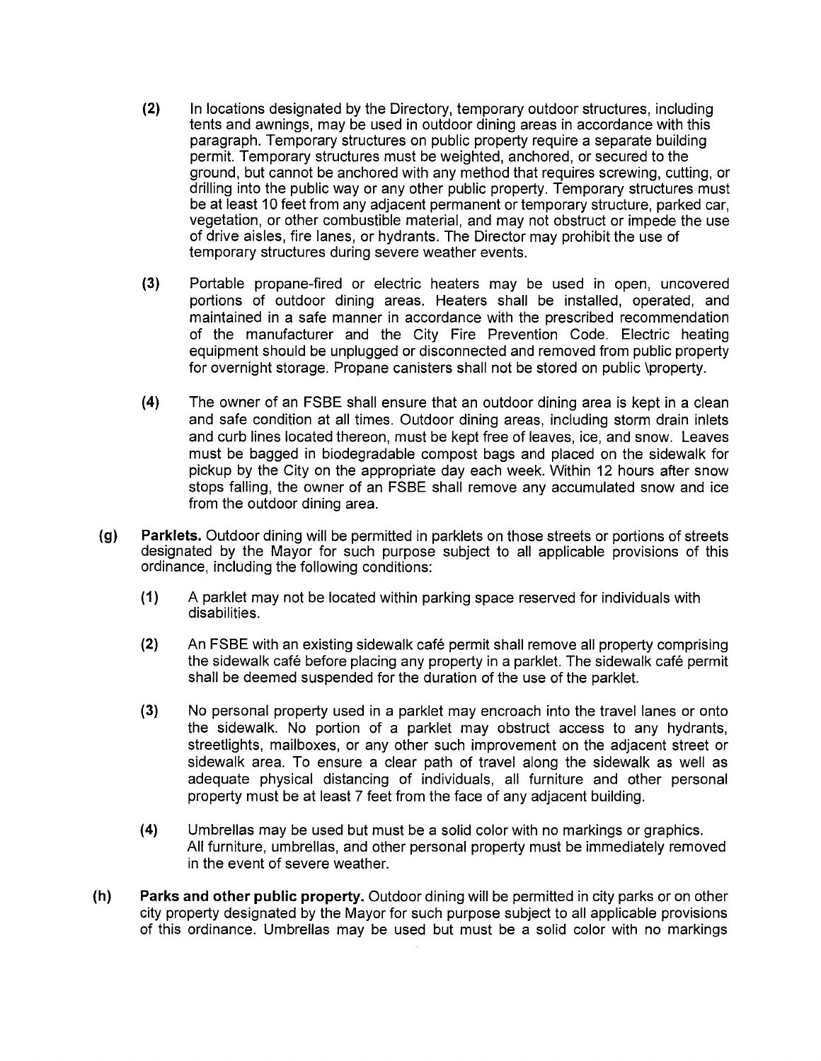(2) In locations designated by the Directory, temporary outdoor structures, including tents and awnings, may be used in outdoor dining areas in accordance with this paragraph. Temporary structures on public property require a separate building permit. Temporary structures must be weighted, anchored, or secured to the ground, but cannot be anchored with any method that requires screwing, cutting, or drilling into the public way or any other public property. Temporary structures must be at least 10 feet from any adjacent permanent or temporary structure, parked car, vegetation, or other combustible material, and may not obstruct or impede the use of drive aisles, fire lanes, or hydrants. The Director may prohibit the use of temporary structures during severe weather events.

(3) Portable propane-fired or electric heaters may be used in open, uncovered portions of outdoor dining areas. Heaters shall be installed, operated, and maintained in a safe manner in accordance with the prescribed recommendation of the manufacturer and the City Fire Prevention Code. Electric heating equipment should be unplugged or disconnected and removed from public property for overnight storage. Propane canisters shall not be stored on public \property.

(4) The owner of an FSBE shall ensure that an outdoor dining area is kept in a clean and safe condition at all times. Outdoor dining areas, including storm drain inlets and curb lines located thereon, must be kept free of leaves, ice, and snow. Leaves must be bagged in biodegradable compost bags and placed on the sidewalk for pickup by the City on the appropriate day each week. Within 12 hours after snow stops falling, the owner of an FSBE shall remove any accumulated snow and ice from the outdoor dining area.

(g) **Parklets.** Outdoor dining will be permitted in parklets on those streets or portions of streets designated by the Mayor for such purpose subject to all applicable provisions of this ordinance, including the following conditions:

(1) A parklet may not be located within parking space reserved for individuals with disabilities.

(2) An FSBE with an existing sidewalk café permit shall remove all property comprising the sidewalk café before placing any property in a parklet. The sidewalk café permit shall be deemed suspended for the duration of the use of the parklet.

(3) No personal property used in a parklet may encroach into the travel lanes or onto the sidewalk. No portion of a parklet may obstruct access to any hydrants, streetlights, mailboxes, or any other such improvement on the adjacent street or sidewalk area. To ensure a clear path of travel along the sidewalk as well as adequate physical distancing of individuals, all furniture and other personal property must be at least 7 feet from the face of any adjacent building.

(4) Umbrellas may be used but must be a solid color with no markings or graphics. All furniture, umbrellas, and other personal property must be immediately removed in the event of severe weather.

(h) **Parks and other public property.** Outdoor dining will be permitted in city parks or on other city property designated by the Mayor for such purpose subject to all applicable provisions of this ordinance. Umbrellas may be used but must be a solid color with no markings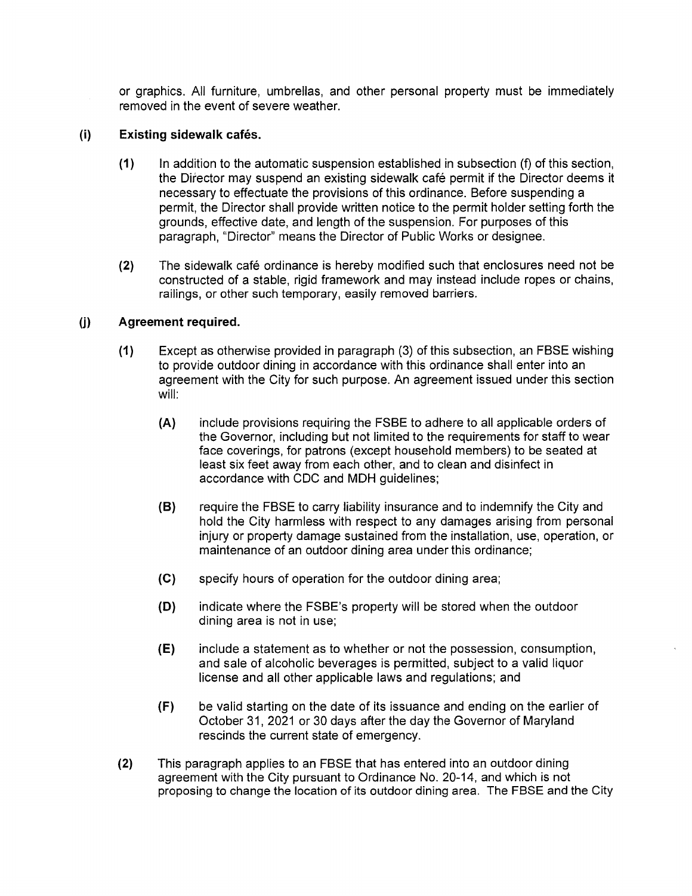or graphics. All furniture, umbrellas, and other personal property must be immediately removed in the event of severe weather.

**(i) Existing sidewalk cafés.**

**(1)** In addition to the automatic suspension established in subsection (f) of this section, the Director may suspend an existing sidewalk café permit if the Director deems it necessary to effectuate the provisions of this ordinance. Before suspending a permit, the Director shall provide written notice to the permit holder setting forth the grounds, effective date, and length of the suspension. For purposes of this paragraph, "Director" means the Director of Public Works or designee.

**(2)** The sidewalk café ordinance is hereby modified such that enclosures need not be constructed of a stable, rigid framework and may instead include ropes or chains, railings, or other such temporary, easily removed barriers.

**(j) Agreement required.**

**(1)** Except as otherwise provided in paragraph (3) of this subsection, an FBSE wishing to provide outdoor dining in accordance with this ordinance shall enter into an agreement with the City for such purpose. An agreement issued under this section will:

**(A)** include provisions requiring the FSBE to adhere to all applicable orders of the Governor, including but not limited to the requirements for staff to wear face coverings, for patrons (except household members) to be seated at least six feet away from each other, and to clean and disinfect in accordance with CDC and MDH guidelines;

**(B)** require the FBSE to carry liability insurance and to indemnify the City and hold the City harmless with respect to any damages arising from personal injury or property damage sustained from the installation, use, operation, or maintenance of an outdoor dining area under this ordinance;

**(C)** specify hours of operation for the outdoor dining area;

**(D)** indicate where the FSBE's property will be stored when the outdoor dining area is not in use;

**(E)** include a statement as to whether or not the possession, consumption, and sale of alcoholic beverages is permitted, subject to a valid liquor license and all other applicable laws and regulations; and

**(F)** be valid starting on the date of its issuance and ending on the earlier of October 31, 2021 or 30 days after the day the Governor of Maryland rescinds the current state of emergency.

**(2)** This paragraph applies to an FBSE that has entered into an outdoor dining agreement with the City pursuant to Ordinance No. 20-14, and which is not proposing to change the location of its outdoor dining area. The FBSE and the City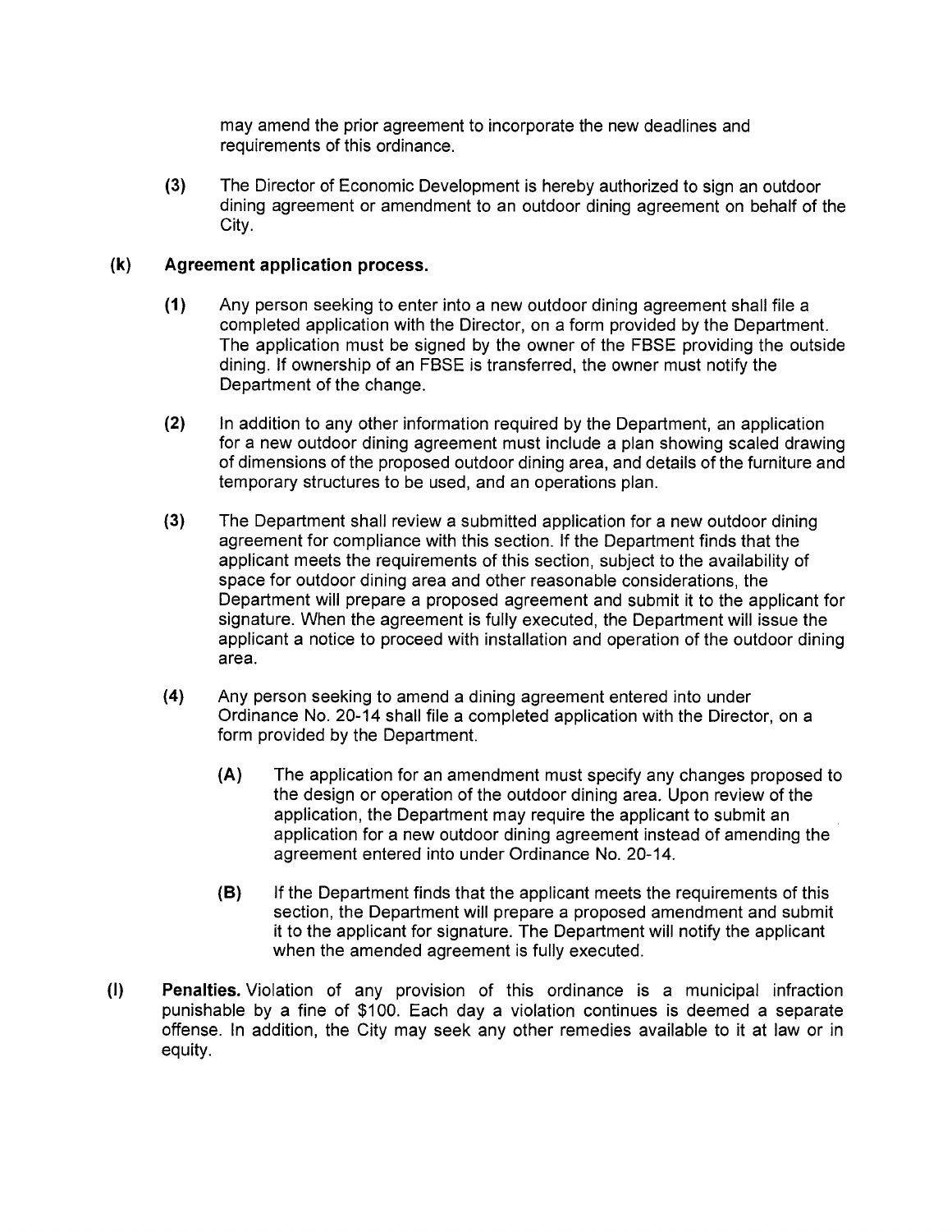may amend the prior agreement to incorporate the new deadlines and requirements of this ordinance.

**(3)** The Director of Economic Development is hereby authorized to sign an outdoor dining agreement or amendment to an outdoor dining agreement on behalf of the City.

**(k) Agreement application process.**

**(1)** Any person seeking to enter into a new outdoor dining agreement shall file a completed application with the Director, on a form provided by the Department. The application must be signed by the owner of the FBSE providing the outside dining. If ownership of an FBSE is transferred, the owner must notify the Department of the change.

**(2)** In addition to any other information required by the Department, an application for a new outdoor dining agreement must include a plan showing scaled drawing of dimensions of the proposed outdoor dining area, and details of the furniture and temporary structures to be used, and an operations plan.

**(3)** The Department shall review a submitted application for a new outdoor dining agreement for compliance with this section. If the Department finds that the applicant meets the requirements of this section, subject to the availability of space for outdoor dining area and other reasonable considerations, the Department will prepare a proposed agreement and submit it to the applicant for signature. When the agreement is fully executed, the Department will issue the applicant a notice to proceed with installation and operation of the outdoor dining area.

**(4)** Any person seeking to amend a dining agreement entered into under Ordinance No. 20-14 shall file a completed application with the Director, on a form provided by the Department.

**(A)** The application for an amendment must specify any changes proposed to the design or operation of the outdoor dining area. Upon review of the application, the Department may require the applicant to submit an application for a new outdoor dining agreement instead of amending the agreement entered into under Ordinance No. 20-14.

**(B)** If the Department finds that the applicant meets the requirements of this section, the Department will prepare a proposed amendment and submit it to the applicant for signature. The Department will notify the applicant when the amended agreement is fully executed.

**(l) Penalties.** Violation of any provision of this ordinance is a municipal infraction punishable by a fine of $100. Each day a violation continues is deemed a separate offense. In addition, the City may seek any other remedies available to it at law or in equity.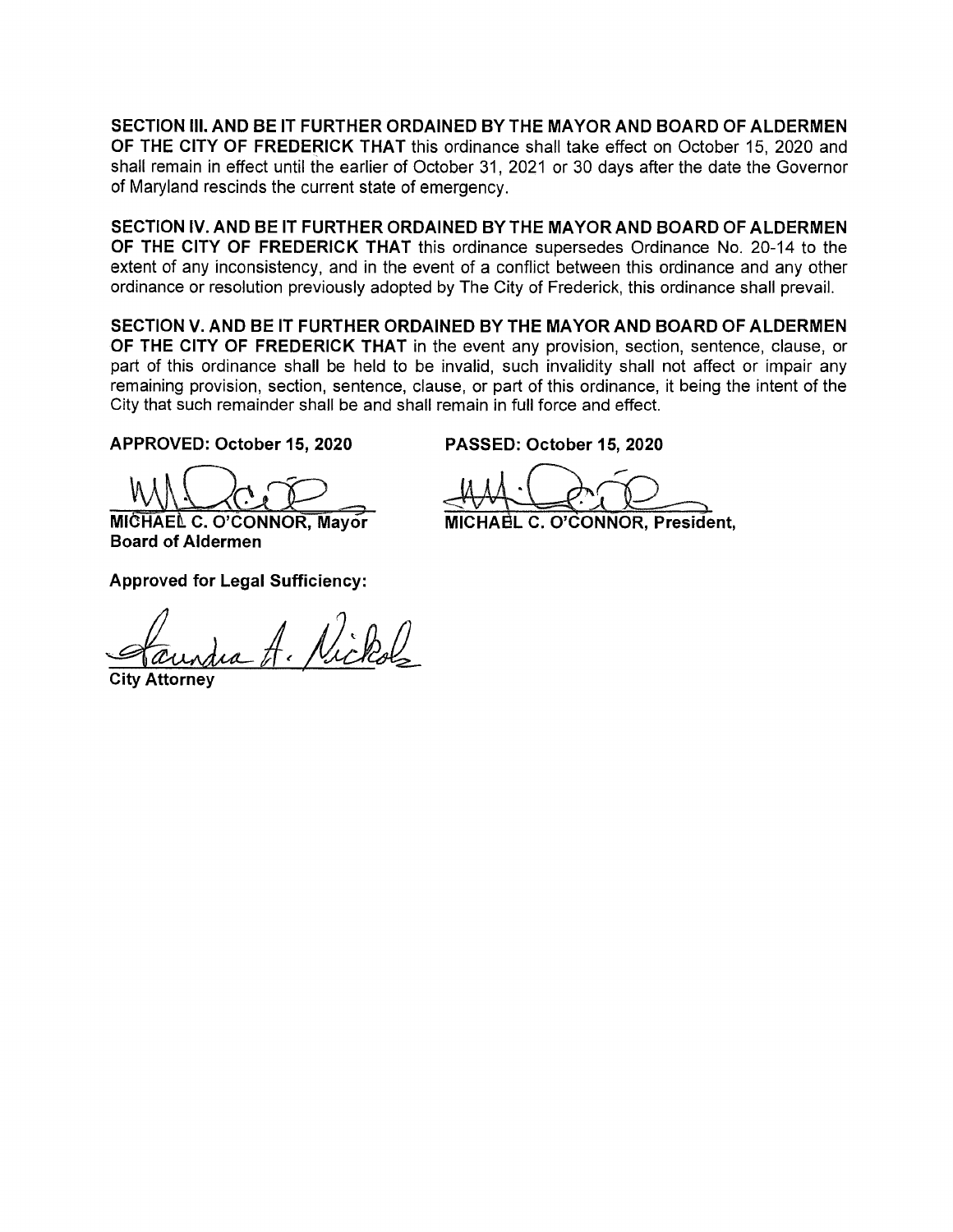**SECTION III. AND BE IT FURTHER ORDAINED BY THE MAYOR AND BOARD OF ALDERMEN OF THE CITY OF FREDERICK THAT** this ordinance shall take effect on October 15, 2020 and shall remain in effect until the earlier of October 31, 2021 or 30 days after the date the Governor of Maryland rescinds the current state of emergency.

**SECTION IV. AND BE IT FURTHER ORDAINED BY THE MAYOR AND BOARD OF ALDERMEN OF THE CITY OF FREDERICK THAT** this ordinance supersedes Ordinance No. 20-14 to the extent of any inconsistency, and in the event of a conflict between this ordinance and any other ordinance or resolution previously adopted by The City of Frederick, this ordinance shall prevail.

**SECTION V. AND BE IT FURTHER ORDAINED BY THE MAYOR AND BOARD OF ALDERMEN OF THE CITY OF FREDERICK THAT** in the event any provision, section, sentence, clause, or part of this ordinance shall be held to be invalid, such invalidity shall not affect or impair any remaining provision, section, sentence, clause, or part of this ordinance, it being the intent of the City that such remainder shall be and shall remain in full force and effect.

**APPROVED: October 15, 2020**

**MICHAEL C. O'CONNOR, Mayor**
**Board of Aldermen**

**PASSED: October 15, 2020**

**MICHAEL C. O'CONNOR, President,**

**Approved for Legal Sufficiency:**

**City Attorney**